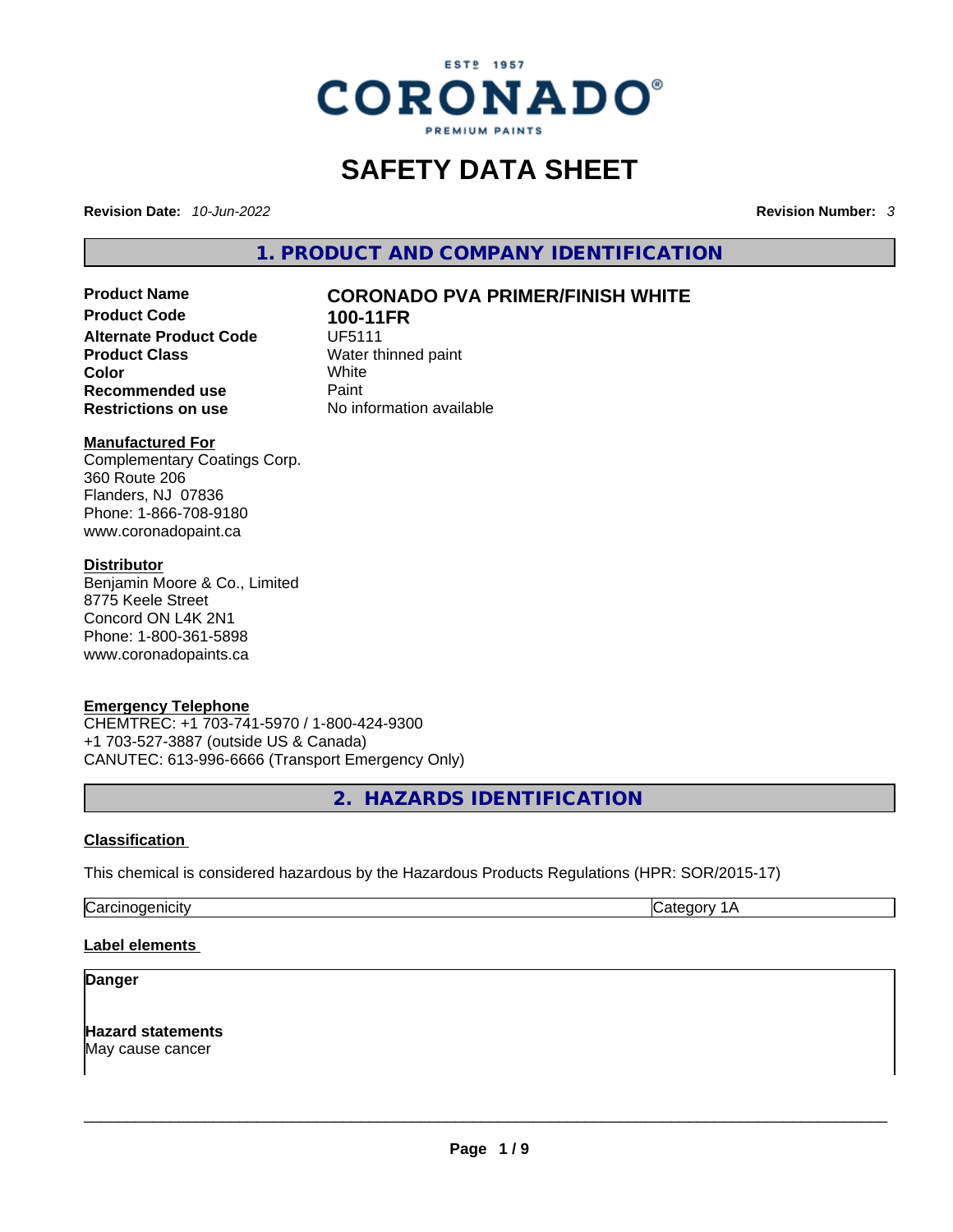# SAFETY DATA SHEET

**Revision Date:** *10-Jun-2022* **Revision Number:** *3*

## 1. PRODUCT AND COMPANY IDENTIFICATION

| | |
|---|---|
| **Product Name** | **CORONADO PVA PRIMER/FINISH WHITE** |
| **Product Code** | **100-11FR** |
| **Alternate Product Code** | UF5111 |
| **Product Class** | Water thinned paint |
| **Color** | White |
| **Recommended use** | Paint |
| **Restrictions on use** | No information available |

**Manufactured For**

Complementary Coatings Corp.
360 Route 206
Flanders, NJ 07836
Phone: 1-866-708-9180
www.coronadopaint.ca

**Distributor**

Benjamin Moore & Co., Limited
8775 Keele Street
Concord ON L4K 2N1
Phone: 1-800-361-5898
www.coronadopaints.ca

**Emergency Telephone**

CHEMTREC: +1 703-741-5970 / 1-800-424-9300
+1 703-527-3887 (outside US & Canada)
CANUTEC: 613-996-6666 (Transport Emergency Only)

## 2. HAZARDS IDENTIFICATION

**Classification**

This chemical is considered hazardous by the Hazardous Products Regulations (HPR: SOR/2015-17)

| | |
|---|---|
| Carcinogenicity | Category 1A |

**Label elements**

**Danger**

**Hazard statements**

May cause cancer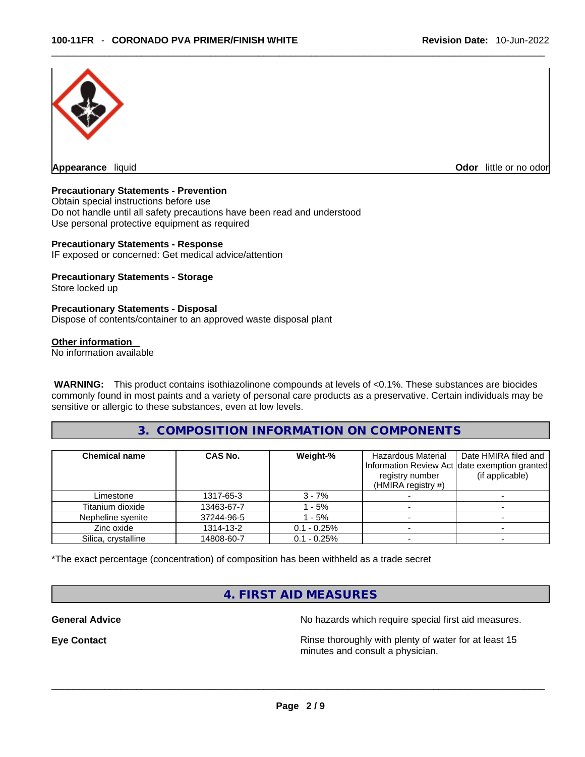**Appearance** liquid

**Odor** little or no odor

**Precautionary Statements - Prevention**

Obtain special instructions before use
Do not handle until all safety precautions have been read and understood
Use personal protective equipment as required

**Precautionary Statements - Response**

IF exposed or concerned: Get medical advice/attention

**Precautionary Statements - Storage**

Store locked up

**Precautionary Statements - Disposal**

Dispose of contents/container to an approved waste disposal plant

**Other information**

No information available

**WARNING:** This product contains isothiazolinone compounds at levels of <0.1%. These substances are biocides commonly found in most paints and a variety of personal care products as a preservative. Certain individuals may be sensitive or allergic to these substances, even at low levels.

## 3. COMPOSITION INFORMATION ON COMPONENTS

| Chemical name | CAS No. | Weight-% | Hazardous Material Information Review Act registry number (HMIRA registry #) | Date HMIRA filed and date exemption granted (if applicable) |
|---|---|---|---|---|
| Limestone | 1317-65-3 | 3 - 7% | - | - |
| Titanium dioxide | 13463-67-7 | 1 - 5% | - | - |
| Nepheline syenite | 37244-96-5 | 1 - 5% | - | - |
| Zinc oxide | 1314-13-2 | 0.1 - 0.25% | - | - |
| Silica, crystalline | 14808-60-7 | 0.1 - 0.25% | - | - |

*The exact percentage (concentration) of composition has been withheld as a trade secret

## 4. FIRST AID MEASURES

**General Advice** No hazards which require special first aid measures.

**Eye Contact** Rinse thoroughly with plenty of water for at least 15 minutes and consult a physician.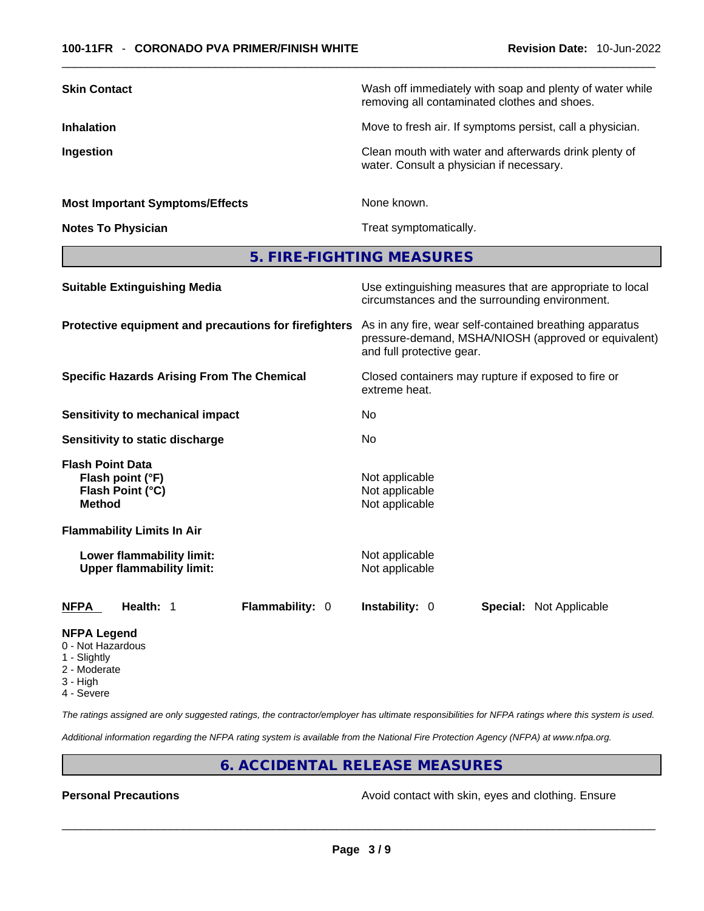| | |
|---|---|
| **Skin Contact** | Wash off immediately with soap and plenty of water while removing all contaminated clothes and shoes. |
| **Inhalation** | Move to fresh air. If symptoms persist, call a physician. |
| **Ingestion** | Clean mouth with water and afterwards drink plenty of water. Consult a physician if necessary. |
| **Most Important Symptoms/Effects** | None known. |
| **Notes To Physician** | Treat symptomatically. |

## 5. FIRE-FIGHTING MEASURES

| | |
|---|---|
| **Suitable Extinguishing Media** | Use extinguishing measures that are appropriate to local circumstances and the surrounding environment. |
| **Protective equipment and precautions for firefighters** | As in any fire, wear self-contained breathing apparatus pressure-demand, MSHA/NIOSH (approved or equivalent) and full protective gear. |
| **Specific Hazards Arising From The Chemical** | Closed containers may rupture if exposed to fire or extreme heat. |
| **Sensitivity to mechanical impact** | No |
| **Sensitivity to static discharge** | No |

**Flash Point Data**

| | |
|---|---|
| **Flash point (°F)** | Not applicable |
| **Flash Point (°C)** | Not applicable |
| **Method** | Not applicable |

**Flammability Limits In Air**

| | |
|---|---|
| **Lower flammability limit:** | Not applicable |
| **Upper flammability limit:** | Not applicable |

| **NFPA** | **Health:** 1 | **Flammability:** 0 | **Instability:** 0 | **Special:** Not Applicable |
|---|---|---|---|---|

**NFPA Legend**
0 - Not Hazardous
1 - Slightly
2 - Moderate
3 - High
4 - Severe

*The ratings assigned are only suggested ratings, the contractor/employer has ultimate responsibilities for NFPA ratings where this system is used.*

*Additional information regarding the NFPA rating system is available from the National Fire Protection Agency (NFPA) at www.nfpa.org.*

## 6. ACCIDENTAL RELEASE MEASURES

| | |
|---|---|
| **Personal Precautions** | Avoid contact with skin, eyes and clothing. Ensure |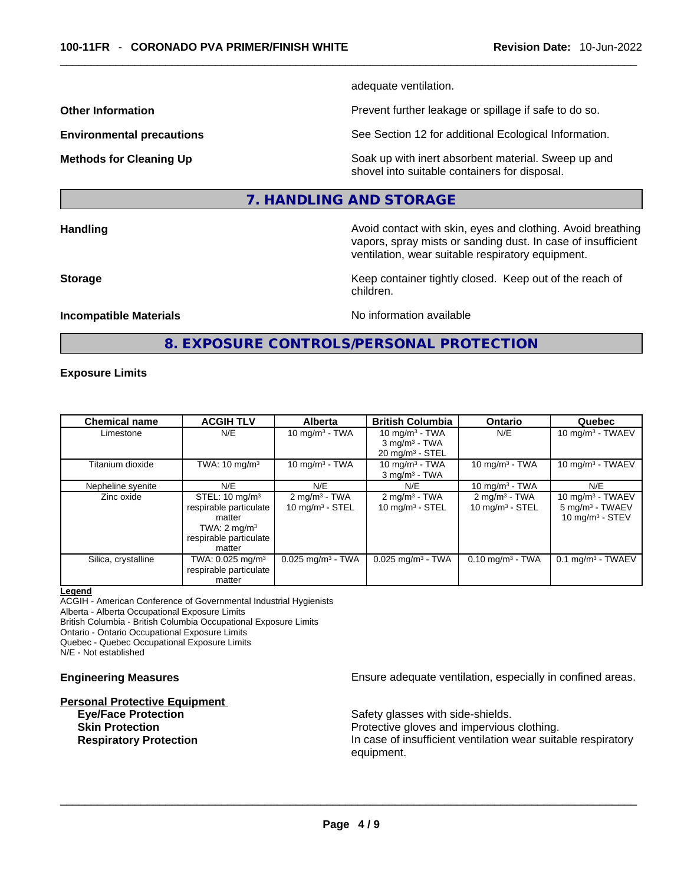adequate ventilation.

**Other Information** Prevent further leakage or spillage if safe to do so.

**Environmental precautions** See Section 12 for additional Ecological Information.

**Methods for Cleaning Up** Soak up with inert absorbent material. Sweep up and shovel into suitable containers for disposal.

## 7. HANDLING AND STORAGE

**Handling** Avoid contact with skin, eyes and clothing. Avoid breathing vapors, spray mists or sanding dust. In case of insufficient ventilation, wear suitable respiratory equipment.

**Storage** Keep container tightly closed. Keep out of the reach of children.

**Incompatible Materials** No information available

## 8. EXPOSURE CONTROLS/PERSONAL PROTECTION

**Exposure Limits**

| Chemical name | ACGIH TLV | Alberta | British Columbia | Ontario | Quebec |
|---|---|---|---|---|---|
| Limestone | N/E | 10 mg/m³ - TWA | 10 mg/m³ - TWA<br>3 mg/m³ - TWA<br>20 mg/m³ - STEL | N/E | 10 mg/m³ - TWAEV |
| Titanium dioxide | TWA: 10 mg/m³ | 10 mg/m³ - TWA | 10 mg/m³ - TWA<br>3 mg/m³ - TWA | 10 mg/m³ - TWA | 10 mg/m³ - TWAEV |
| Nepheline syenite | N/E | N/E | N/E | 10 mg/m³ - TWA | N/E |
| Zinc oxide | STEL: 10 mg/m³ respirable particulate matter<br>TWA: 2 mg/m³ respirable particulate matter | 2 mg/m³ - TWA<br>10 mg/m³ - STEL | 2 mg/m³ - TWA<br>10 mg/m³ - STEL | 2 mg/m³ - TWA<br>10 mg/m³ - STEL | 10 mg/m³ - TWAEV<br>5 mg/m³ - TWAEV<br>10 mg/m³ - STEV |
| Silica, crystalline | TWA: 0.025 mg/m³ respirable particulate matter | 0.025 mg/m³ - TWA | 0.025 mg/m³ - TWA | 0.10 mg/m³ - TWA | 0.1 mg/m³ - TWAEV |

**Legend**
ACGIH - American Conference of Governmental Industrial Hygienists
Alberta - Alberta Occupational Exposure Limits
British Columbia - British Columbia Occupational Exposure Limits
Ontario - Ontario Occupational Exposure Limits
Quebec - Quebec Occupational Exposure Limits
N/E - Not established

**Engineering Measures** Ensure adequate ventilation, especially in confined areas.

**Personal Protective Equipment**

- **Eye/Face Protection** Safety glasses with side-shields.
- **Skin Protection** Protective gloves and impervious clothing.
- **Respiratory Protection** In case of insufficient ventilation wear suitable respiratory equipment.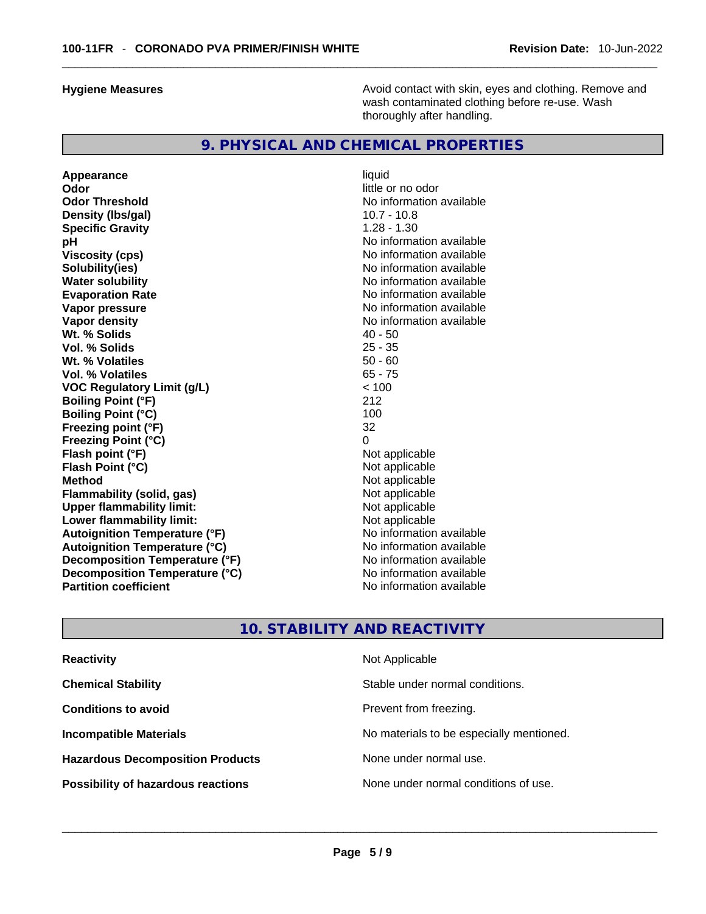| | |
|---|---|
| **Hygiene Measures** | Avoid contact with skin, eyes and clothing. Remove and wash contaminated clothing before re-use. Wash thoroughly after handling. |

## 9. PHYSICAL AND CHEMICAL PROPERTIES

| | |
|---|---|
| **Appearance** | liquid |
| **Odor** | little or no odor |
| **Odor Threshold** | No information available |
| **Density (lbs/gal)** | 10.7 - 10.8 |
| **Specific Gravity** | 1.28 - 1.30 |
| **pH** | No information available |
| **Viscosity (cps)** | No information available |
| **Solubility(ies)** | No information available |
| **Water solubility** | No information available |
| **Evaporation Rate** | No information available |
| **Vapor pressure** | No information available |
| **Vapor density** | No information available |
| **Wt. % Solids** | 40 - 50 |
| **Vol. % Solids** | 25 - 35 |
| **Wt. % Volatiles** | 50 - 60 |
| **Vol. % Volatiles** | 65 - 75 |
| **VOC Regulatory Limit (g/L)** | < 100 |
| **Boiling Point (°F)** | 212 |
| **Boiling Point (°C)** | 100 |
| **Freezing point (°F)** | 32 |
| **Freezing Point (°C)** | 0 |
| **Flash point (°F)** | Not applicable |
| **Flash Point (°C)** | Not applicable |
| **Method** | Not applicable |
| **Flammability (solid, gas)** | Not applicable |
| **Upper flammability limit:** | Not applicable |
| **Lower flammability limit:** | Not applicable |
| **Autoignition Temperature (°F)** | No information available |
| **Autoignition Temperature (°C)** | No information available |
| **Decomposition Temperature (°F)** | No information available |
| **Decomposition Temperature (°C)** | No information available |
| **Partition coefficient** | No information available |

## 10. STABILITY AND REACTIVITY

| | |
|---|---|
| **Reactivity** | Not Applicable |
| **Chemical Stability** | Stable under normal conditions. |
| **Conditions to avoid** | Prevent from freezing. |
| **Incompatible Materials** | No materials to be especially mentioned. |
| **Hazardous Decomposition Products** | None under normal use. |
| **Possibility of hazardous reactions** | None under normal conditions of use. |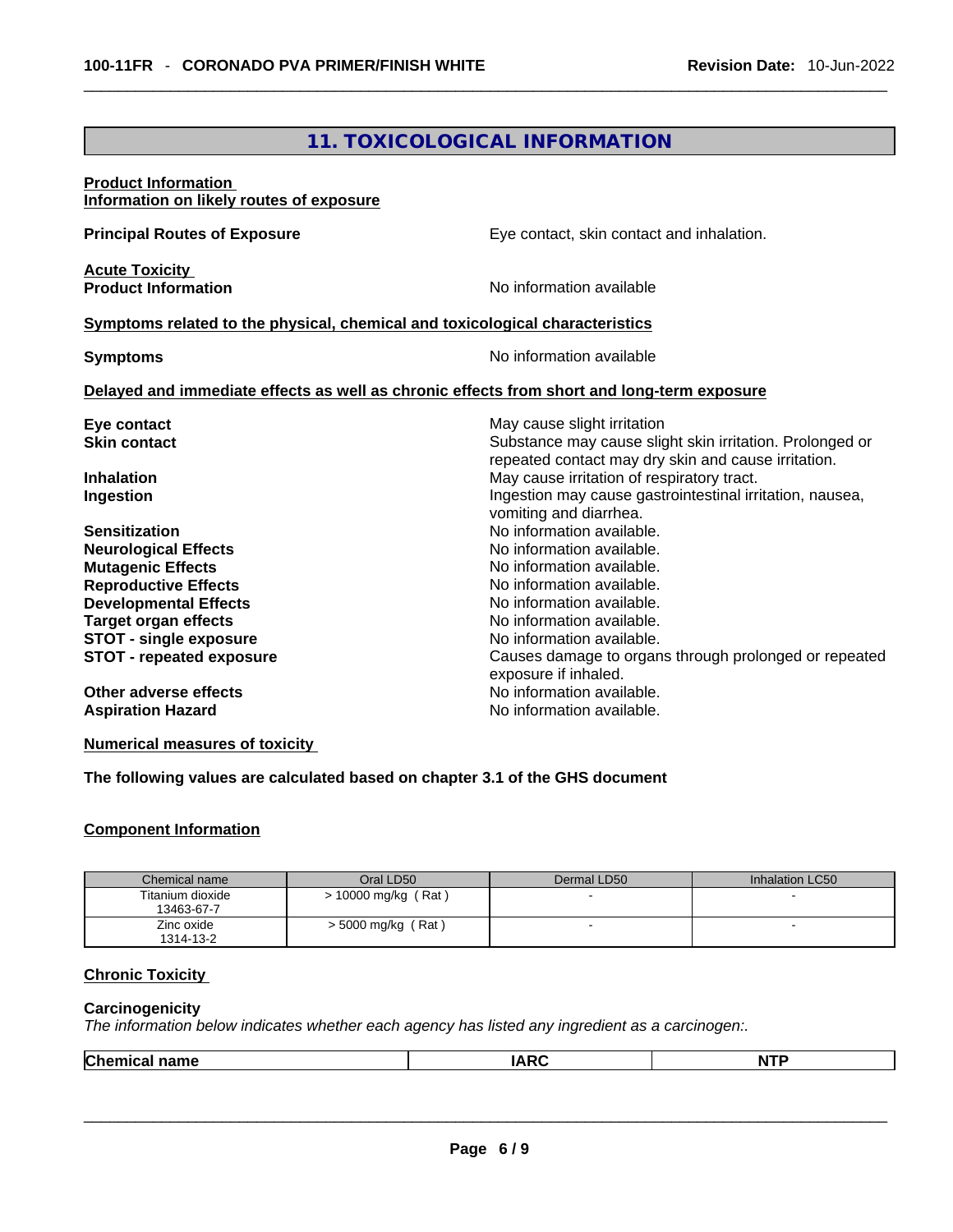## 11. TOXICOLOGICAL INFORMATION

**Product Information**
**Information on likely routes of exposure**

**Principal Routes of Exposure** Eye contact, skin contact and inhalation.

**Acute Toxicity**
**Product Information** No information available

**Symptoms related to the physical, chemical and toxicological characteristics**

**Symptoms** No information available

**Delayed and immediate effects as well as chronic effects from short and long-term exposure**

**Eye contact** May cause slight irritation
**Skin contact** Substance may cause slight skin irritation. Prolonged or repeated contact may dry skin and cause irritation.
**Inhalation** May cause irritation of respiratory tract.
**Ingestion** Ingestion may cause gastrointestinal irritation, nausea, vomiting and diarrhea.
**Sensitization** No information available.
**Neurological Effects** No information available.
**Mutagenic Effects** No information available.
**Reproductive Effects** No information available.
**Developmental Effects** No information available.
**Target organ effects** No information available.
**STOT - single exposure** No information available.
**STOT - repeated exposure** Causes damage to organs through prolonged or repeated exposure if inhaled.
**Other adverse effects** No information available.
**Aspiration Hazard** No information available.

**Numerical measures of toxicity**

**The following values are calculated based on chapter 3.1 of the GHS document**

**Component Information**

| Chemical name | Oral LD50 | Dermal LD50 | Inhalation LC50 |
|---|---|---|---|
| Titanium dioxide 13463-67-7 | > 10000 mg/kg ( Rat ) | - | - |
| Zinc oxide 1314-13-2 | > 5000 mg/kg ( Rat ) | - | - |

**Chronic Toxicity**

**Carcinogenicity**
*The information below indicates whether each agency has listed any ingredient as a carcinogen:.*

| Chemical name | IARC | NTP |
|---|---|---|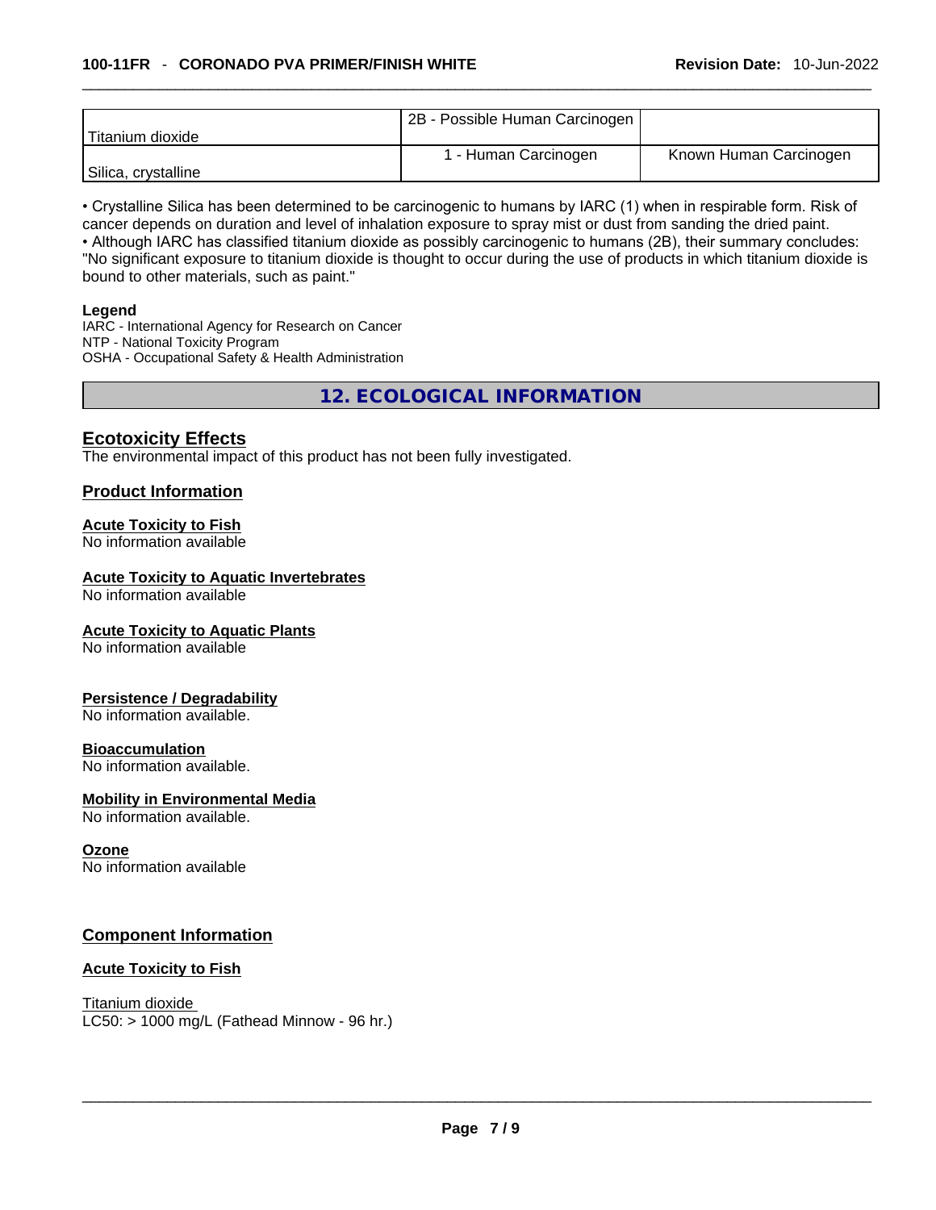| | | |
|---|---|---|
| Titanium dioxide | 2B - Possible Human Carcinogen | |
| Silica, crystalline | 1 - Human Carcinogen | Known Human Carcinogen |

• Crystalline Silica has been determined to be carcinogenic to humans by IARC (1) when in respirable form. Risk of cancer depends on duration and level of inhalation exposure to spray mist or dust from sanding the dried paint.
• Although IARC has classified titanium dioxide as possibly carcinogenic to humans (2B), their summary concludes: "No significant exposure to titanium dioxide is thought to occur during the use of products in which titanium dioxide is bound to other materials, such as paint."

**Legend**
IARC - International Agency for Research on Cancer
NTP - National Toxicity Program
OSHA - Occupational Safety & Health Administration

## 12. ECOLOGICAL INFORMATION

### Ecotoxicity Effects

The environmental impact of this product has not been fully investigated.

### Product Information

**Acute Toxicity to Fish**
No information available

**Acute Toxicity to Aquatic Invertebrates**
No information available

**Acute Toxicity to Aquatic Plants**
No information available

**Persistence / Degradability**
No information available.

**Bioaccumulation**
No information available.

**Mobility in Environmental Media**
No information available.

**Ozone**
No information available

### Component Information

**Acute Toxicity to Fish**

Titanium dioxide
LC50: > 1000 mg/L (Fathead Minnow - 96 hr.)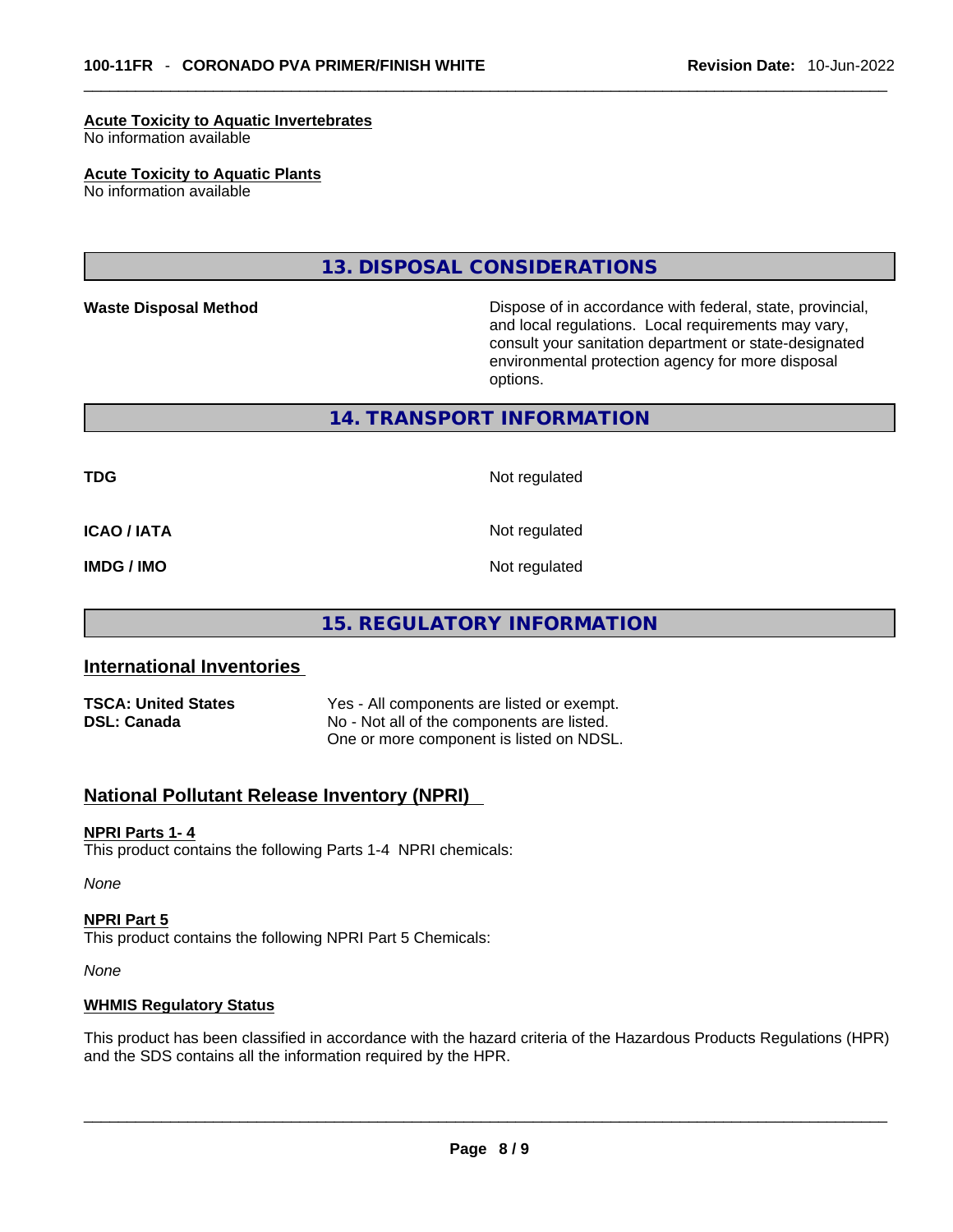#### Acute Toxicity to Aquatic Invertebrates

No information available

#### Acute Toxicity to Aquatic Plants

No information available

## 13. DISPOSAL CONSIDERATIONS

| | |
|---|---|
| **Waste Disposal Method** | Dispose of in accordance with federal, state, provincial, and local regulations. Local requirements may vary, consult your sanitation department or state-designated environmental protection agency for more disposal options. |

## 14. TRANSPORT INFORMATION

| | |
|---|---|
| **TDG** | Not regulated |
| **ICAO / IATA** | Not regulated |
| **IMDG / IMO** | Not regulated |

## 15. REGULATORY INFORMATION

### International Inventories

| | |
|---|---|
| **TSCA: United States** | Yes - All components are listed or exempt. |
| **DSL: Canada** | No - Not all of the components are listed. One or more component is listed on NDSL. |

### National Pollutant Release Inventory (NPRI)

#### NPRI Parts 1- 4

This product contains the following Parts 1-4 NPRI chemicals:

*None*

#### NPRI Part 5

This product contains the following NPRI Part 5 Chemicals:

*None*

#### WHMIS Regulatory Status

This product has been classified in accordance with the hazard criteria of the Hazardous Products Regulations (HPR) and the SDS contains all the information required by the HPR.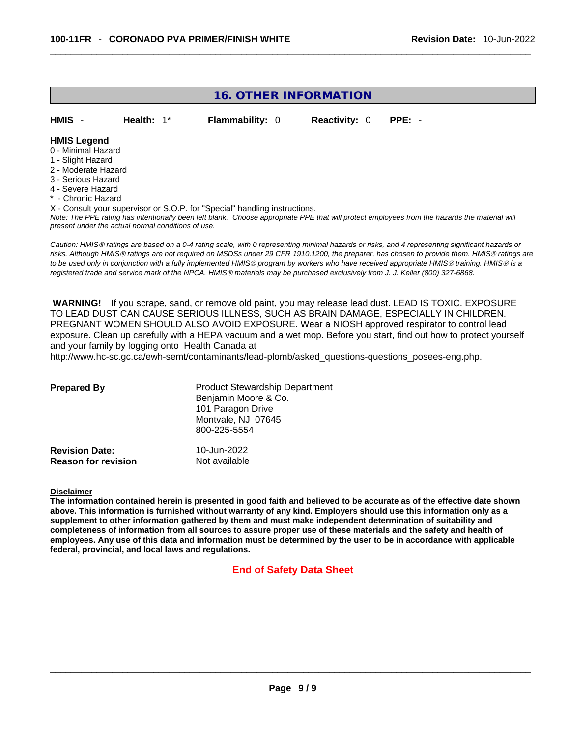## 16. OTHER INFORMATION

| HMIS - | Health: 1* | Flammability: 0 | Reactivity: 0 | PPE: - |
|---|---|---|---|---|

**HMIS Legend**
0 - Minimal Hazard
1 - Slight Hazard
2 - Moderate Hazard
3 - Serious Hazard
4 - Severe Hazard
* - Chronic Hazard
X - Consult your supervisor or S.O.P. for "Special" handling instructions.

*Note: The PPE rating has intentionally been left blank. Choose appropriate PPE that will protect employees from the hazards the material will present under the actual normal conditions of use.*

*Caution: HMIS® ratings are based on a 0-4 rating scale, with 0 representing minimal hazards or risks, and 4 representing significant hazards or risks. Although HMIS® ratings are not required on MSDSs under 29 CFR 1910.1200, the preparer, has chosen to provide them. HMIS® ratings are to be used only in conjunction with a fully implemented HMIS® program by workers who have received appropriate HMIS® training. HMIS® is a registered trade and service mark of the NPCA. HMIS® materials may be purchased exclusively from J. J. Keller (800) 327-6868.*

**WARNING!** If you scrape, sand, or remove old paint, you may release lead dust. LEAD IS TOXIC. EXPOSURE TO LEAD DUST CAN CAUSE SERIOUS ILLNESS, SUCH AS BRAIN DAMAGE, ESPECIALLY IN CHILDREN. PREGNANT WOMEN SHOULD ALSO AVOID EXPOSURE. Wear a NIOSH approved respirator to control lead exposure. Clean up carefully with a HEPA vacuum and a wet mop. Before you start, find out how to protect yourself and your family by logging onto Health Canada at http://www.hc-sc.gc.ca/ewh-semt/contaminants/lead-plomb/asked_questions-questions_posees-eng.php.

**Prepared By**
Product Stewardship Department
Benjamin Moore & Co.
101 Paragon Drive
Montvale, NJ 07645
800-225-5554

**Revision Date:** 10-Jun-2022
**Reason for revision** Not available

**Disclaimer**

**The information contained herein is presented in good faith and believed to be accurate as of the effective date shown above. This information is furnished without warranty of any kind. Employers should use this information only as a supplement to other information gathered by them and must make independent determination of suitability and completeness of information from all sources to assure proper use of these materials and the safety and health of employees. Any use of this data and information must be determined by the user to be in accordance with applicable federal, provincial, and local laws and regulations.**

**End of Safety Data Sheet**